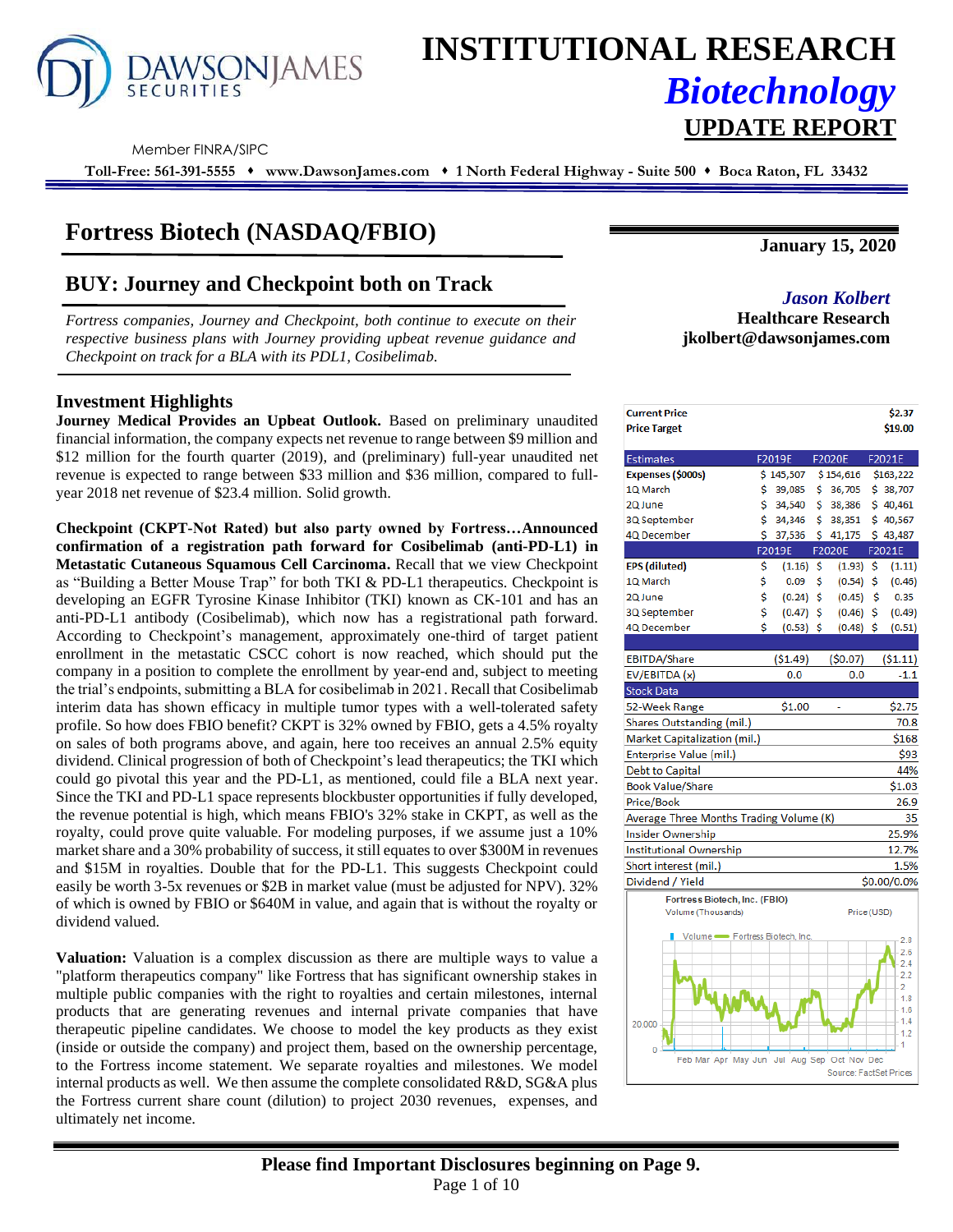# INSTITUTIONAL RESEARCH

## *Biotechnology*

## UPDATE REPORT

Member FINRA/SIPC

**Toll-Free: 561-391-5555 ♦ www.DawsonJames.com ♦ 1 North Federal Highway - Suite 500 ♦ Boca Raton, FL 33432**

# Fortress Biotech (NASDAQ/FBIO)

**January 15, 2020**

## BUY: Journey and Checkpoint both on Track

*Fortress companies, Journey and Checkpoint, both continue to execute on their respective business plans with Journey providing upbeat revenue guidance and Checkpoint on track for a BLA with its PDL1, Cosibelimab.*

***Jason Kolbert***
**Healthcare Research**
**jkolbert@dawsonjames.com**

### Investment Highlights

**Journey Medical Provides an Upbeat Outlook.** Based on preliminary unaudited financial information, the company expects net revenue to range between $9 million and $12 million for the fourth quarter (2019), and (preliminary) full-year unaudited net revenue is expected to range between $33 million and $36 million, compared to full-year 2018 net revenue of $23.4 million. Solid growth.

**Checkpoint (CKPT-Not Rated) but also party owned by Fortress…Announced confirmation of a registration path forward for Cosibelimab (anti-PD-L1) in Metastatic Cutaneous Squamous Cell Carcinoma.** Recall that we view Checkpoint as "Building a Better Mouse Trap" for both TKI & PD-L1 therapeutics. Checkpoint is developing an EGFR Tyrosine Kinase Inhibitor (TKI) known as CK-101 and has an anti-PD-L1 antibody (Cosibelimab), which now has a registrational path forward. According to Checkpoint's management, approximately one-third of target patient enrollment in the metastatic CSCC cohort is now reached, which should put the company in a position to complete the enrollment by year-end and, subject to meeting the trial's endpoints, submitting a BLA for cosibelimab in 2021. Recall that Cosibelimab interim data has shown efficacy in multiple tumor types with a well-tolerated safety profile. So how does FBIO benefit? CKPT is 32% owned by FBIO, gets a 4.5% royalty on sales of both programs above, and again, here too receives an annual 2.5% equity dividend. Clinical progression of both of Checkpoint's lead therapeutics; the TKI which could go pivotal this year and the PD-L1, as mentioned, could file a BLA next year. Since the TKI and PD-L1 space represents blockbuster opportunities if fully developed, the revenue potential is high, which means FBIO's 32% stake in CKPT, as well as the royalty, could prove quite valuable. For modeling purposes, if we assume just a 10% market share and a 30% probability of success, it still equates to over $300M in revenues and $15M in royalties. Double that for the PD-L1. This suggests Checkpoint could easily be worth 3-5x revenues or $2B in market value (must be adjusted for NPV). 32% of which is owned by FBIO or $640M in value, and again that is without the royalty or dividend valued.

**Valuation:** Valuation is a complex discussion as there are multiple ways to value a "platform therapeutics company" like Fortress that has significant ownership stakes in multiple public companies with the right to royalties and certain milestones, internal products that are generating revenues and internal private companies that have therapeutic pipeline candidates. We choose to model the key products as they exist (inside or outside the company) and project them, based on the ownership percentage, to the Fortress income statement. We separate royalties and milestones. We model internal products as well. We then assume the complete consolidated R&D, SG&A plus the Fortress current share count (dilution) to project 2030 revenues, expenses, and ultimately net income.

| | |
|---|---|
| **Current Price** | **$2.37** |
| **Price Target** | **$19.00** |

| Estimates | F2019E | F2020E | F2021E |
|---|---|---|---|
| **Expenses ($000s)** | $ 145,507 | $ 154,616 | $163,222 |
| 1Q March | $ 39,085 | $ 36,705 | $ 38,707 |
| 2Q June | $ 34,540 | $ 38,386 | $ 40,461 |
| 3Q September | $ 34,346 | $ 38,351 | $ 40,567 |
| 4Q December | $ 37,536 | $ 41,175 | $ 43,487 |
| | **F2019E** | **F2020E** | **F2021E** |
| **EPS (diluted)** | $ (1.16) | $ (1.93) | $ (1.11) |
| 1Q March | $ 0.09 | $ (0.54) | $ (0.46) |
| 2Q June | $ (0.24) | $ (0.45) | $ 0.35 |
| 3Q September | $ (0.47) | $ (0.46) | $ (0.49) |
| 4Q December | $ (0.53) | $ (0.48) | $ (0.51) |
| EBITDA/Share | ($1.49) | ($0.07) | ($1.11) |
| EV/EBITDA (x) | 0.0 | 0.0 | -1.1 |

| Stock Data | | | |
|---|---|---|---|
| 52-Week Range | $1.00 | - | $2.75 |
| Shares Outstanding (mil.) | | | 70.8 |
| Market Capitalization (mil.) | | | $168 |
| Enterprise Value (mil.) | | | $93 |
| Debt to Capital | | | 44% |
| Book Value/Share | | | $1.03 |
| Price/Book | | | 26.9 |
| Average Three Months Trading Volume (K) | | | 35 |
| Insider Ownership | | | 25.9% |
| Institutional Ownership | | | 12.7% |
| Short interest (mil.) | | | 1.5% |
| Dividend / Yield | | | $0.00/0.0% |

Fortress Biotech, Inc. (FBIO)
Volume (Thousands) — Price (USD)
Source: FactSet Prices

**Please find Important Disclosures beginning on Page 9.**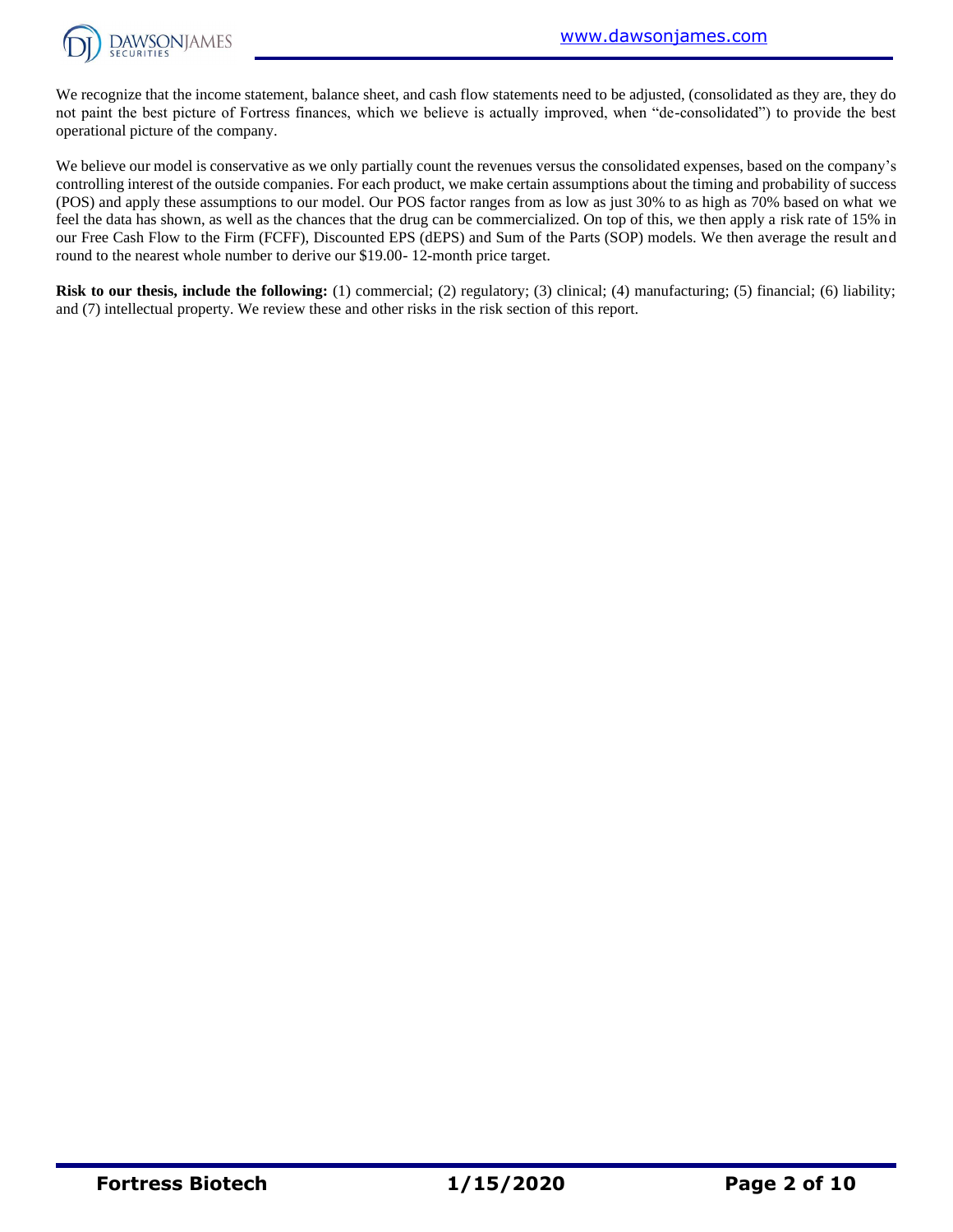We recognize that the income statement, balance sheet, and cash flow statements need to be adjusted, (consolidated as they are, they do not paint the best picture of Fortress finances, which we believe is actually improved, when "de-consolidated") to provide the best operational picture of the company.

We believe our model is conservative as we only partially count the revenues versus the consolidated expenses, based on the company's controlling interest of the outside companies. For each product, we make certain assumptions about the timing and probability of success (POS) and apply these assumptions to our model. Our POS factor ranges from as low as just 30% to as high as 70% based on what we feel the data has shown, as well as the chances that the drug can be commercialized. On top of this, we then apply a risk rate of 15% in our Free Cash Flow to the Firm (FCFF), Discounted EPS (dEPS) and Sum of the Parts (SOP) models. We then average the result and round to the nearest whole number to derive our $19.00- 12-month price target.

**Risk to our thesis, include the following:** (1) commercial; (2) regulatory; (3) clinical; (4) manufacturing; (5) financial; (6) liability; and (7) intellectual property. We review these and other risks in the risk section of this report.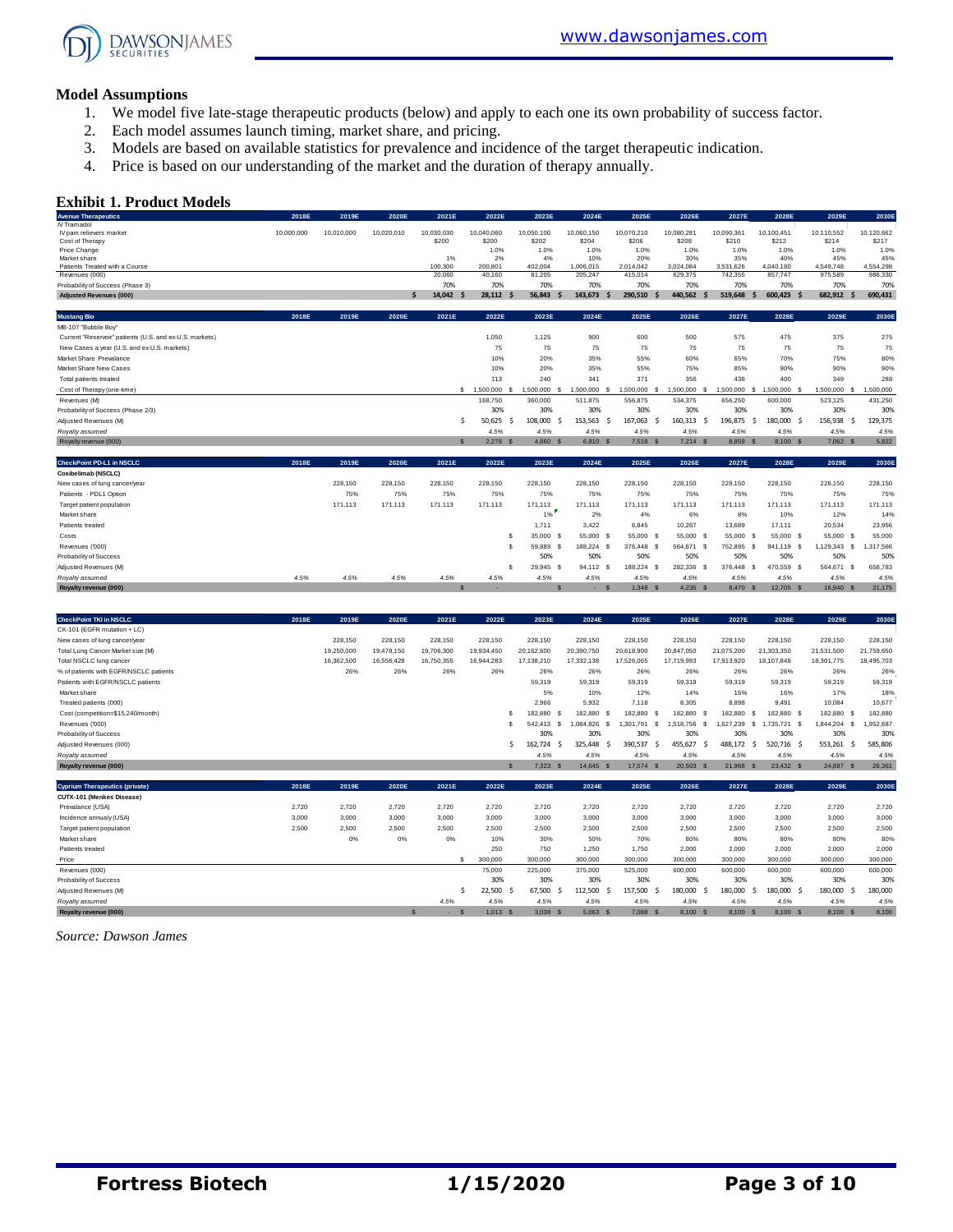## Model Assumptions

1. We model five late-stage therapeutic products (below) and apply to each one its own probability of success factor.
2. Each model assumes launch timing, market share, and pricing.
3. Models are based on available statistics for prevalence and incidence of the target therapeutic indication.
4. Price is based on our understanding of the market and the duration of therapy annually.

## Exhibit 1. Product Models

| Avenue Therapeutics | 2018E | 2019E | 2020E | 2021E | 2022E | 2023E | 2024E | 2025E | 2026E | 2027E | 2028E | 2029E | 2030E |
|---|---|---|---|---|---|---|---|---|---|---|---|---|---|
| IV Tramadol | | | | | | | | | | | | | |
| IV pain relievers market | 10,000,000 | 10,010,000 | 10,020,010 | 10,030,030 | 10,040,060 | 10,050,100 | 10,060,150 | 10,070,210 | 10,080,281 | 10,090,361 | 10,100,451 | 10,110,552 | 10,120,662 |
| Cost of Therapy | | | | $200 | $200 | $202 | $204 | $206 | $208 | $210 | $212 | $214 | $217 |
| Price Change | | | | | 1.0% | 1.0% | 1.0% | 1.0% | 1.0% | 1.0% | 1.0% | 1.0% | 1.0% |
| Market share | | | | 1% | 2% | 4% | 10% | 20% | 30% | 35% | 40% | 45% | 45% |
| Patients Treated with a Course | | | | 100,300 | 200,801 | 402,004 | 1,006,015 | 2,014,042 | 3,024,084 | 3,531,626 | 4,040,180 | 4,549,748 | 4,554,298 |
| Revenues (000) | | | | 20,060 | 40,160 | 81,205 | 205,247 | 415,014 | 629,375 | 742,355 | 857,747 | 975,589 | 986,330 |
| Probability of Success (Phase 3) | | | | 70% | 70% | 70% | 70% | 70% | 70% | 70% | 70% | 70% | 70% |
| **Adjusted Revenues (000)** | | | | **$ 14,042** | **$ 28,112** | **$ 56,843** | **$ 143,673** | **$ 290,510** | **$ 440,562** | **$ 519,648** | **$ 600,423** | **$ 682,912** | **$ 690,431** |

| Mustang Bio | 2018E | 2019E | 2020E | 2021E | 2022E | 2023E | 2024E | 2025E | 2026E | 2027E | 2028E | 2029E | 2030E |
|---|---|---|---|---|---|---|---|---|---|---|---|---|---|
| MB-107 "Bubble Boy" | | | | | | | | | | | | | |
| Current "Reservoir" patients (U.S. and ex-U.S. markets) | | | | | 1,050 | 1,125 | 900 | 600 | 500 | 575 | 475 | 375 | 275 |
| New Cases a year (U.S. and ex-U.S. markets) | | | | | 75 | 75 | 75 | 75 | 75 | 75 | 75 | 75 | 75 |
| Market Share Prevalence | | | | | 10% | 20% | 35% | 55% | 60% | 65% | 70% | 75% | 80% |
| Market Share New Cases | | | | | 10% | 20% | 35% | 55% | 75% | 85% | 90% | 90% | 90% |
| Total patients treated | | | | | 113 | 240 | 341 | 371 | 356 | 438 | 400 | 349 | 288 |
| Cost of Therapy (one-time) | | | | | $ 1,500,000 | $ 1,500,000 | $ 1,500,000 | $ 1,500,000 | $ 1,500,000 | $ 1,500,000 | $ 1,500,000 | $ 1,500,000 | $ 1,500,000 |
| Revenues (M) | | | | | 168,750 | 360,000 | 511,875 | 556,875 | 534,375 | 656,250 | 600,000 | 523,125 | 431,250 |
| Probability of Success (Phase 2/3) | | | | | 30% | 30% | 30% | 30% | 30% | 30% | 30% | 30% | 30% |
| Adjusted Revenues (M) | | | | | $ 50,625 | $ 108,000 | $ 153,563 | $ 167,063 | $ 160,313 | $ 196,875 | $ 180,000 | $ 156,938 | $ 129,375 |
| *Royalty assumed* | | | | | *4.5%* | *4.5%* | *4.5%* | *4.5%* | *4.5%* | *4.5%* | *4.5%* | *4.5%* | *4.5%* |
| Royalty revenue (000) | | | | | $ 2,278 | $ 4,860 | $ 6,910 | $ 7,518 | $ 7,214 | $ 8,859 | $ 8,100 | $ 7,062 | $ 5,822 |

| CheckPoint PD-L1 in NSCLC | 2018E | 2019E | 2020E | 2021E | 2022E | 2023E | 2024E | 2025E | 2026E | 2027E | 2028E | 2029E | 2030E |
|---|---|---|---|---|---|---|---|---|---|---|---|---|---|
| **Cosibelimab (NSCLC)** | | | | | | | | | | | | | |
| New cases of lung cancer/year | | 228,150 | 228,150 | 228,150 | 228,150 | 228,150 | 228,150 | 228,150 | 228,150 | 228,150 | 228,150 | 228,150 | 228,150 |
| Patients - PDL1 Option | | 75% | 75% | 75% | 75% | 75% | 75% | 75% | 75% | 75% | 75% | 75% | 75% |
| Target patient population | | 171,113 | 171,113 | 171,113 | 171,113 | 171,113 | 171,113 | 171,113 | 171,113 | 171,113 | 171,113 | 171,113 | 171,113 |
| Market share | | | | | | 1% | 2% | 4% | 6% | 8% | 10% | 12% | 14% |
| Patients treated | | | | | | 1,711 | 3,422 | 6,845 | 10,267 | 13,689 | 17,111 | 20,534 | 23,956 |
| Costs | | | | | | $ 35,000 | $ 55,000 | $ 55,000 | $ 55,000 | $ 55,000 | $ 55,000 | $ 55,000 | $ 55,000 |
| Revenues ('000) | | | | | | $ 59,889 | $ 188,224 | $ 376,448 | $ 564,671 | $ 752,895 | $ 941,119 | $ 1,129,343 | $ 1,317,566 |
| Probability of Success | | | | | | 50% | 50% | 50% | 50% | 50% | 50% | 50% | 50% |
| Adjusted Revenues (M) | | | | | | $ 29,945 | $ 94,112 | $ 188,224 | $ 282,336 | $ 376,448 | $ 470,559 | $ 564,671 | $ 658,783 |
| *Royalty assumed* | *4.5%* | *4.5%* | *4.5%* | *4.5%* | *4.5%* | *4.5%* | *4.5%* | *4.5%* | *4.5%* | *4.5%* | *4.5%* | *4.5%* | *4.5%* |
| **Royalty revenue (000)** | | | | | $ - | | $ - | $ 1,348 | $ 4,235 | $ 8,470 | $ 12,705 | $ 16,940 | $ 21,175 |

| CheckPoint TKI in NSCLC | 2018E | 2019E | 2020E | 2021E | 2022E | 2023E | 2024E | 2025E | 2026E | 2027E | 2028E | 2029E | 2030E |
|---|---|---|---|---|---|---|---|---|---|---|---|---|---|
| CK-101 (EGFR mutation + LC) | | | | | | | | | | | | | |
| New cases of lung cancer/year | | 228,150 | 228,150 | 228,150 | 228,150 | 228,150 | 228,150 | 228,150 | 228,150 | 228,150 | 228,150 | 228,150 | 228,150 |
| Total Lung Cancer Market size (M) | | 19,250,000 | 19,478,150 | 19,706,300 | 19,934,450 | 20,162,600 | 20,390,750 | 20,618,900 | 20,847,050 | 21,075,200 | 21,303,350 | 21,531,500 | 21,759,650 |
| Total NSCLC lung cancer | | 16,362,500 | 16,556,428 | 16,750,355 | 16,944,283 | 17,138,210 | 17,332,138 | 17,526,065 | 17,719,993 | 17,913,920 | 18,107,848 | 18,301,775 | 18,495,703 |
| % of patients with EGFR/NSCLC patients | | 26% | 26% | 26% | 26% | 26% | 26% | 26% | 26% | 26% | 26% | 26% | 26% |
| Patients with EGFR/NSCLC patients | | | | | | 59,319 | 59,319 | 59,319 | 59,319 | 59,319 | 59,319 | 59,319 | 59,319 |
| Market share | | | | | | 5% | 10% | 12% | 14% | 15% | 16% | 17% | 18% |
| Treated patients (000) | | | | | | 2,966 | 5,932 | 7,118 | 8,305 | 8,898 | 9,491 | 10,084 | 10,677 |
| Cost (competition=$15,240/month) | | | | | | $ 182,880 | $ 182,880 | $ 182,880 | $ 182,880 | $ 182,880 | $ 182,880 | $ 182,880 | $ 182,880 |
| Revenues ('000) | | | | | | $ 542,413 | $ 1,084,826 | $ 1,301,791 | $ 1,518,756 | $ 1,627,239 | $ 1,735,721 | $ 1,844,204 | $ 1,952,687 |
| Probability of Success | | | | | | 30% | 30% | 30% | 30% | 30% | 30% | 30% | 30% |
| Adjusted Revenues (000) | | | | | | $ 162,724 | $ 325,448 | $ 390,537 | $ 455,627 | $ 488,172 | $ 520,716 | $ 553,261 | $ 585,806 |
| *Royalty assumed* | | | | | | *4.5%* | *4.5%* | *4.5%* | *4.5%* | *4.5%* | *4.5%* | *4.5%* | *4.5%* |
| **Royalty revenue (000)** | | | | | | $ 7,323 | $ 14,645 | $ 17,574 | $ 20,503 | $ 21,968 | $ 23,432 | $ 24,897 | $ 26,361 |

| Cyprium Therapeutics (private) | 2018E | 2019E | 2020E | 2021E | 2022E | 2023E | 2024E | 2025E | 2026E | 2027E | 2028E | 2029E | 2030E |
|---|---|---|---|---|---|---|---|---|---|---|---|---|---|
| **CUTX-101 (Menkes Disease)** | | | | | | | | | | | | | |
| Prevalance (USA) | 2,720 | 2,720 | 2,720 | 2,720 | 2,720 | 2,720 | 2,720 | 2,720 | 2,720 | 2,720 | 2,720 | 2,720 | 2,720 |
| Incidence annualy (USA) | 3,000 | 3,000 | 3,000 | 3,000 | 3,000 | 3,000 | 3,000 | 3,000 | 3,000 | 3,000 | 3,000 | 3,000 | 3,000 |
| Target patient population | 2,500 | 2,500 | 2,500 | 2,500 | 2,500 | 2,500 | 2,500 | 2,500 | 2,500 | 2,500 | 2,500 | 2,500 | 2,500 |
| Market share | | 0% | 0% | 0% | 10% | 30% | 50% | 70% | 80% | 80% | 80% | 80% | 80% |
| Patients treated | | | | | 250 | 750 | 1,250 | 1,750 | 2,000 | 2,000 | 2,000 | 2,000 | 2,000 |
| Price | | | | | $ 300,000 | 300,000 | 300,000 | 300,000 | 300,000 | 300,000 | 300,000 | 300,000 | 300,000 |
| Revenues (000) | | | | | 75,000 | 225,000 | 375,000 | 525,000 | 600,000 | 600,000 | 600,000 | 600,000 | 600,000 |
| Probability of Success | | | | | 30% | 30% | 30% | 30% | 30% | 30% | 30% | 30% | 30% |
| Adjusted Revenues (M) | | | | | $ 22,500 | $ 67,500 | $ 112,500 | $ 157,500 | $ 180,000 | $ 180,000 | $ 180,000 | $ 180,000 | $ 180,000 |
| *Royalty assumed* | | | | *4.5%* | *4.5%* | *4.5%* | *4.5%* | *4.5%* | *4.5%* | *4.5%* | *4.5%* | *4.5%* | *4.5%* |
| **Royalty revenue (000)** | | | | $ - | $ 1,013 | $ 3,038 | $ 5,063 | $ 7,088 | $ 8,100 | $ 8,100 | $ 8,100 | $ 8,100 | $ 8,100 |

*Source: Dawson James*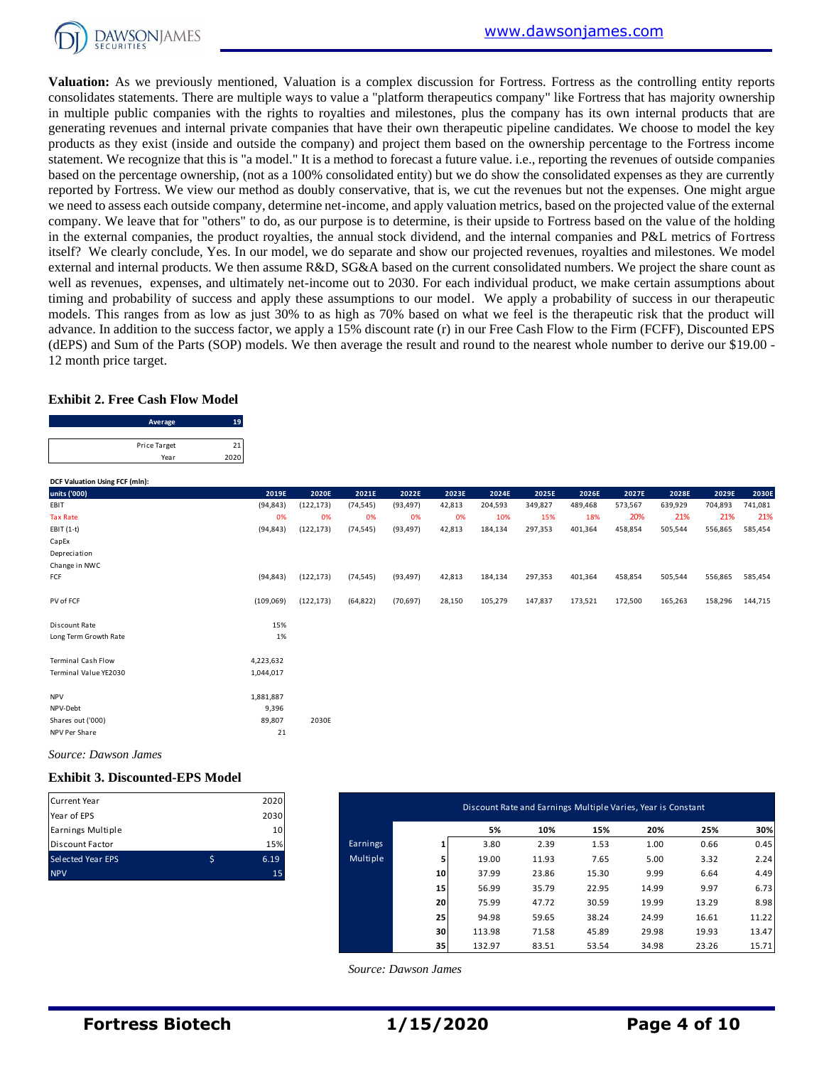**Valuation:** As we previously mentioned, Valuation is a complex discussion for Fortress. Fortress as the controlling entity reports consolidates statements. There are multiple ways to value a "platform therapeutics company" like Fortress that has majority ownership in multiple public companies with the rights to royalties and milestones, plus the company has its own internal products that are generating revenues and internal private companies that have their own therapeutic pipeline candidates. We choose to model the key products as they exist (inside and outside the company) and project them based on the ownership percentage to the Fortress income statement. We recognize that this is "a model." It is a method to forecast a future value. i.e., reporting the revenues of outside companies based on the percentage ownership, (not as a 100% consolidated entity) but we do show the consolidated expenses as they are currently reported by Fortress. We view our method as doubly conservative, that is, we cut the revenues but not the expenses. One might argue we need to assess each outside company, determine net-income, and apply valuation metrics, based on the projected value of the external company. We leave that for "others" to do, as our purpose is to determine, is their upside to Fortress based on the value of the holding in the external companies, the product royalties, the annual stock dividend, and the internal companies and P&L metrics of Fortress itself? We clearly conclude, Yes. In our model, we do separate and show our projected revenues, royalties and milestones. We model external and internal products. We then assume R&D, SG&A based on the current consolidated numbers. We project the share count as well as revenues, expenses, and ultimately net-income out to 2030. For each individual product, we make certain assumptions about timing and probability of success and apply these assumptions to our model. We apply a probability of success in our therapeutic models. This ranges from as low as just 30% to as high as 70% based on what we feel is the therapeutic risk that the product will advance. In addition to the success factor, we apply a 15% discount rate (r) in our Free Cash Flow to the Firm (FCFF), Discounted EPS (dEPS) and Sum of the Parts (SOP) models. We then average the result and round to the nearest whole number to derive our $19.00 - 12 month price target.

### Exhibit 2. Free Cash Flow Model

| Average | 19 |
|---|---|

| Price Target | 21 |
|---|---|
| Year | 2020 |

**DCF Valuation Using FCF (mln):**

| units ('000) | 2019E | 2020E | 2021E | 2022E | 2023E | 2024E | 2025E | 2026E | 2027E | 2028E | 2029E | 2030E |
|---|---|---|---|---|---|---|---|---|---|---|---|---|
| EBIT | (94,843) | (122,173) | (74,545) | (93,497) | 42,813 | 204,593 | 349,827 | 489,468 | 573,567 | 639,929 | 704,893 | 741,081 |
| Tax Rate | 0% | 0% | 0% | 0% | 0% | 10% | 15% | 18% | 20% | 21% | 21% | 21% |
| EBIT (1-t) | (94,843) | (122,173) | (74,545) | (93,497) | 42,813 | 184,134 | 297,353 | 401,364 | 458,854 | 505,544 | 556,865 | 585,454 |
| CapEx | | | | | | | | | | | | |
| Depreciation | | | | | | | | | | | | |
| Change in NWC | | | | | | | | | | | | |
| FCF | (94,843) | (122,173) | (74,545) | (93,497) | 42,813 | 184,134 | 297,353 | 401,364 | 458,854 | 505,544 | 556,865 | 585,454 |
| PV of FCF | (109,069) | (122,173) | (64,822) | (70,697) | 28,150 | 105,279 | 147,837 | 173,521 | 172,500 | 165,263 | 158,296 | 144,715 |
| Discount Rate | 15% | | | | | | | | | | | |
| Long Term Growth Rate | 1% | | | | | | | | | | | |
| Terminal Cash Flow | 4,223,632 | | | | | | | | | | | |
| Terminal Value YE2030 | 1,044,017 | | | | | | | | | | | |
| NPV | 1,881,887 | | | | | | | | | | | |
| NPV-Debt | 9,396 | | | | | | | | | | | |
| Shares out ('000) | 89,807 | 2030E | | | | | | | | | | |
| NPV Per Share | 21 | | | | | | | | | | | |

*Source: Dawson James*

### Exhibit 3. Discounted-EPS Model

| | | |
|---|---|---|
| Current Year | | 2020 |
| Year of EPS | | 2030 |
| Earnings Multiple | | 10 |
| Discount Factor | | 15% |
| Selected Year EPS | $ | 6.19 |
| NPV | | 15 |

| Discount Rate and Earnings Multiple Varies, Year is Constant | | | | | | | |
|---|---|---|---|---|---|---|---|
| | | 5% | 10% | 15% | 20% | 25% | 30% |
| Earnings Multiple | 1 | 3.80 | 2.39 | 1.53 | 1.00 | 0.66 | 0.45 |
| | 5 | 19.00 | 11.93 | 7.65 | 5.00 | 3.32 | 2.24 |
| | 10 | 37.99 | 23.86 | 15.30 | 9.99 | 6.64 | 4.49 |
| | 15 | 56.99 | 35.79 | 22.95 | 14.99 | 9.97 | 6.73 |
| | 20 | 75.99 | 47.72 | 30.59 | 19.99 | 13.29 | 8.98 |
| | 25 | 94.98 | 59.65 | 38.24 | 24.99 | 16.61 | 11.22 |
| | 30 | 113.98 | 71.58 | 45.89 | 29.98 | 19.93 | 13.47 |
| | 35 | 132.97 | 83.51 | 53.54 | 34.98 | 23.26 | 15.71 |

*Source: Dawson James*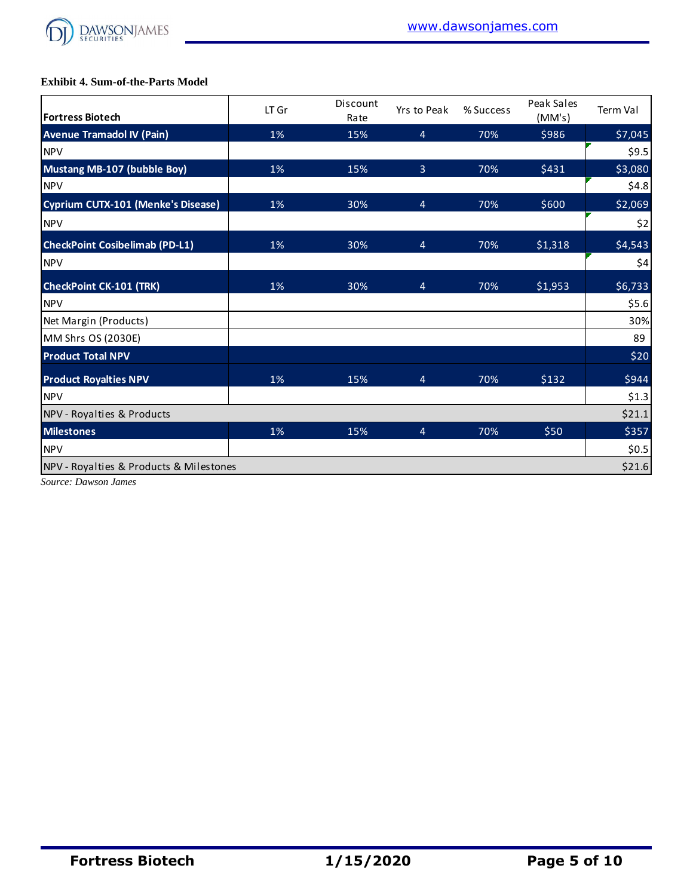**Exhibit 4. Sum-of-the-Parts Model**

| Fortress Biotech | LT Gr | Discount Rate | Yrs to Peak | % Success | Peak Sales (MM's) | Term Val |
|---|---|---|---|---|---|---|
| **Avenue Tramadol IV (Pain)** | 1% | 15% | 4 | 70% | $986 | $7,045 |
| NPV | | | | | | $9.5 |
| **Mustang MB-107 (bubble Boy)** | 1% | 15% | 3 | 70% | $431 | $3,080 |
| NPV | | | | | | $4.8 |
| **Cyprium CUTX-101 (Menke's Disease)** | 1% | 30% | 4 | 70% | $600 | $2,069 |
| NPV | | | | | | $2 |
| **CheckPoint Cosibelimab (PD-L1)** | 1% | 30% | 4 | 70% | $1,318 | $4,543 |
| NPV | | | | | | $4 |
| **CheckPoint CK-101 (TRK)** | 1% | 30% | 4 | 70% | $1,953 | $6,733 |
| NPV | | | | | | $5.6 |
| Net Margin (Products) | | | | | | 30% |
| MM Shrs OS (2030E) | | | | | | 89 |
| **Product Total NPV** | | | | | | $20 |
| **Product Royalties NPV** | 1% | 15% | 4 | 70% | $132 | $944 |
| NPV | | | | | | $1.3 |
| NPV - Royalties & Products | | | | | | $21.1 |
| **Milestones** | 1% | 15% | 4 | 70% | $50 | $357 |
| NPV | | | | | | $0.5 |
| NPV - Royalties & Products & Milestones | | | | | | $21.6 |

*Source: Dawson James*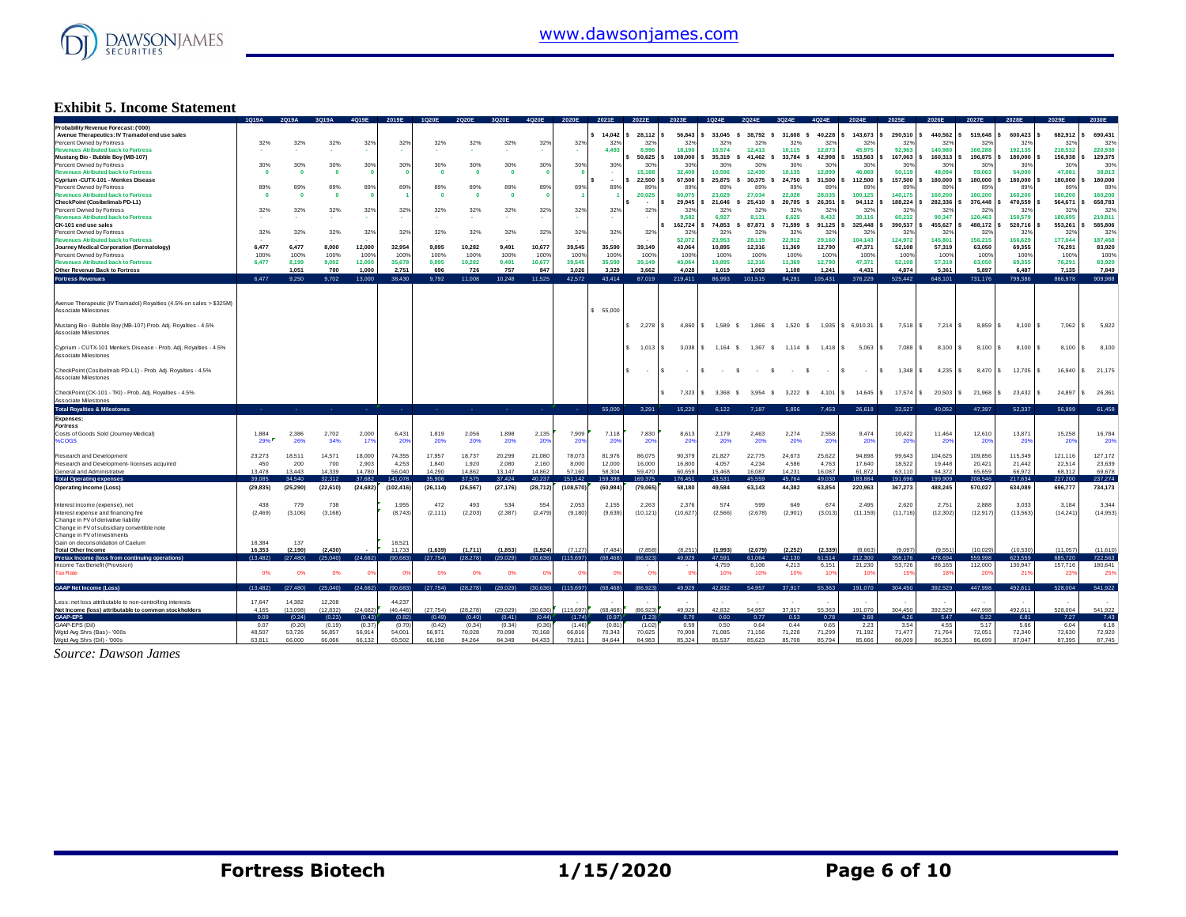## Exhibit 5. Income Statement

| | 1Q19A | 2Q19A | 3Q19A | 4Q19E | 2019E | 1Q20E | 2Q20E | 3Q20E | 4Q20E | 2020E | 2021E | 2022E | 2023E | 1Q24E | 2Q24E | 3Q24E | 4Q24E | 2024E | 2025E | 2026E | 2027E | 2028E | 2029E | 2030E |
|---|---|---|---|---|---|---|---|---|---|---|---|---|---|---|---|---|---|---|---|---|---|---|---|---|
| **Probability Revenue Forecast: ('000)** | | | | | | | | | | | | | | | | | | | | | | | | |
| **Avenue Therapeutics: IV Tramadol end use sales** | | | | | | | | | | | 14,042 | 28,112 | 56,843 | 33,045 | 38,792 | 31,608 | 40,228 | 143,673 | 290,510 | 440,562 | 519,648 | 600,423 | 682,912 | 690,431 |
| Percent Owned by Fortress | 32% | 32% | 32% | 32% | 32% | 32% | 32% | 32% | 32% | 32% | 32% | 32% | 32% | 32% | 32% | 32% | 32% | 32% | 32% | 32% | 32% | 32% | 32% | 32% |
| **Revenues Atributed back to Fortress** | - | - | - | - | - | - | - | - | - | - | 4,493 | 8,996 | 18,190 | 10,574 | 12,413 | 10,115 | 12,873 | 45,975 | 92,963 | 140,980 | 166,288 | 192,135 | 218,532 | 220,938 |
| **Mustang Bio - Bubble Boy (MB-107)** | | | | | | | | | | | | 50,625 | 108,000 | 35,319 | 41,462 | 33,784 | 42,998 | 153,563 | 167,063 | 160,313 | 196,875 | 180,000 | 156,938 | 129,375 |
| Percent Owned by Fortress | 30% | 30% | 30% | 30% | 30% | 30% | 30% | 30% | 30% | 30% | 30% | 30% | 30% | 30% | 30% | 30% | 30% | 30% | 30% | 30% | 30% | 30% | 30% | 30% |
| **Revenues Atributed back to Fortress** | 0 | 0 | 0 | 0 | 0 | 0 | 0 | 0 | 0 | 0 | - | 15,188 | 32,400 | 10,596 | 12,439 | 10,135 | 12,899 | 46,069 | 50,119 | 48,094 | 59,063 | 54,000 | 47,081 | 38,813 |
| **Cyprium -CUTX-101 - Menkes Disease** | | | | | | | | | | | - | 22,500 | 67,500 | 25,875 | 30,375 | 24,750 | 31,500 | 112,500 | 157,500 | 180,000 | 180,000 | 180,000 | 180,000 | 180,000 |
| Percent Owned by Fortress | 89% | 89% | 89% | 89% | 89% | 89% | 89% | 89% | 89% | 89% | 89% | 89% | 89% | 89% | 89% | 89% | 89% | 89% | 89% | 89% | 89% | 89% | 89% | 89% |
| **Revenues Atributed back to Fortress** | 0 | 0 | 0 | 0 | 1 | 0 | 0 | 0 | 0 | 1 | 1 | 20,025 | 60,075 | 23,029 | 27,034 | 22,028 | 28,035 | 100,125 | 140,175 | 160,200 | 160,200 | 160,200 | 160,200 | 160,200 |
| **CheckPoint (Cosibelimab PD-L1)** | | | | | | | | | | | | - | 29,945 | 21,646 | 25,410 | 20,705 | 26,351 | 94,112 | 188,224 | 282,336 | 376,448 | 470,559 | 564,671 | 658,783 |
| Percent Owned by Fortress | 32% | 32% | 32% | 32% | 32% | 32% | 32% | 32% | 32% | 32% | 32% | 32% | 32% | 32% | 32% | 32% | 32% | 32% | 32% | 32% | 32% | 32% | 32% | 32% |
| **Revenues Atributed back to Fortress** | - | - | - | - | - | - | - | - | - | - | - | - | 9,582 | 6,927 | 8,131 | 6,625 | 8,432 | 30,116 | 60,232 | 90,347 | 120,463 | 150,579 | 180,695 | 210,811 |
| **CK-101 end use sales** | | | | | | | | | | | | | 162,724 | 74,853 | 87,871 | 71,599 | 91,125 | 325,448 | 390,537 | 455,627 | 488,172 | 520,716 | 553,261 | 585,806 |
| Percent Owned by Fortress | 32% | 32% | 32% | 32% | 32% | 32% | 32% | 32% | 32% | 32% | 32% | 32% | 32% | 32% | 32% | 32% | 32% | 32% | 32% | 32% | 32% | 32% | 32% | 32% |
| **Revenues Atributed back to Fortress** | - | - | - | - | - | - | - | - | - | - | - | - | 52,072 | 23,953 | 28,119 | 22,912 | 29,160 | 104,143 | 124,972 | 145,801 | 156,215 | 166,629 | 177,044 | 187,458 |
| **Journey Medical Corporation (Dermatology)** | 6,477 | 6,477 | 8,000 | 12,000 | 32,954 | 9,095 | 10,282 | 9,491 | 10,677 | 39,545 | 35,590 | 39,149 | 43,064 | 10,895 | 12,316 | 11,369 | 12,790 | 47,371 | 52,108 | 57,319 | 63,050 | 69,355 | 76,291 | 83,920 |
| Percent Owned by Fortress | 100% | 100% | 100% | 100% | 100% | 100% | 100% | 100% | 100% | 100% | 100% | 100% | 100% | 100% | 100% | 100% | 100% | 100% | 100% | 100% | 100% | 100% | 100% | 100% |
| **Revenues Atributed back to Fortress** | 6,477 | 8,199 | 9,002 | 12,000 | 35,678 | 9,095 | 10,282 | 9,491 | 10,677 | 39,545 | 35,590 | 39,149 | 43,064 | 10,895 | 12,316 | 11,369 | 12,790 | 47,371 | 52,108 | 57,319 | 63,050 | 69,355 | 76,291 | 83,920 |
| **Other Revenue Back to Fortress** | - | 1,051 | 700 | 1,000 | 2,751 | 696 | 726 | 757 | 847 | 3,026 | 3,329 | 3,662 | 4,028 | 1,019 | 1,063 | 1,108 | 1,241 | 4,431 | 4,874 | 5,361 | 5,897 | 6,487 | 7,135 | 7,849 |
| **Fortress Revenues** | 6,477 | 9,250 | 9,702 | 13,000 | 38,430 | 9,792 | 11,008 | 10,248 | 11,525 | 42,572 | 43,414 | 87,019 | 219,411 | 86,993 | 101,515 | 84,291 | 105,431 | 378,229 | 525,442 | 648,101 | 731,176 | 799,386 | 866,978 | 909,988 |
| Avenue Therapeutic (IV Tramadol) Royalties (4.5% on sales > $325M) | | | | | | | | | | | | | | | | | | | | | | | | |
| Associate Milestones | | | | | | | | | | | 55,000 | | | | | | | | | | | | | |
| Mustang Bio - Bubble Boy (MB-107) Prob. Adj. Royalties - 4.5% | | | | | | | | | | | | 2,278 | 4,860 | 1,589 | 1,866 | 1,520 | 1,935 | 6,910.31 | 7,518 | 7,214 | 8,859 | 8,100 | 7,062 | 5,822 |
| Associate Milestones | | | | | | | | | | | | | | | | | | | | | | | | |
| Cyprium - CUTX-101 Menke's Disease - Prob. Adj. Royalties - 4.5% | | | | | | | | | | | | 1,013 | 3,038 | 1,164 | 1,367 | 1,114 | 1,418 | 5,063 | 7,088 | 8,100 | 8,100 | 8,100 | 8,100 | 8,100 |
| Associate Milestones | | | | | | | | | | | | | | | | | | | | | | | | |
| CheckPoint (Cosibelimab PD-L1) - Prob. Adj. Royalties - 4.5% | | | | | | | | | | | | - | - | - | - | - | - | - | 1,348 | 4,235 | 8,470 | 12,705 | 16,940 | 21,175 |
| Associate Milestones | | | | | | | | | | | | | | | | | | | | | | | | |
| CheckPoint (CK-101 - TKI) - Prob. Adj. Royalties - 4.5% | | | | | | | | | | | | | 7,323 | 3,368 | 3,954 | 3,222 | 4,101 | 14,645 | 17,574 | 20,503 | 21,968 | 23,432 | 24,897 | 26,361 |
| Associate Milestones | | | | | | | | | | | | | | | | | | | | | | | | |
| **Total Royalties & Milestones** | - | - | - | - | - | - | - | - | - | - | 55,000 | 3,291 | 15,220 | 6,122 | 7,187 | 5,856 | 7,453 | 26,618 | 33,527 | 40,052 | 47,397 | 52,337 | 56,999 | 61,458 |
| **Expenses:** | | | | | | | | | | | | | | | | | | | | | | | | |
| ***Fortress*** | | | | | | | | | | | | | | | | | | | | | | | | |
| Costs of Goods Sold (Journey Medical) | 1,884 | 2,386 | 2,702 | 2,000 | 6,431 | 1,819 | 2,056 | 1,898 | 2,135 | 7,909 | 7,118 | 7,830 | 8,613 | 2,179 | 2,463 | 2,274 | 2,558 | 9,474 | 10,422 | 11,464 | 12,610 | 13,871 | 15,258 | 16,784 |
| %COGS | 29% | 26% | 34% | 17% | 20% | 20% | 20% | 20% | 20% | 20% | 20% | 20% | 20% | 20% | 20% | 20% | 20% | 20% | 20% | 20% | 20% | 20% | 20% | 20% |
| Research and Development | 23,273 | 18,511 | 14,571 | 18,000 | 74,355 | 17,957 | 18,737 | 20,299 | 21,080 | 78,073 | 81,976 | 86,075 | 90,379 | 21,827 | 22,775 | 24,673 | 25,622 | 94,898 | 99,643 | 104,625 | 109,856 | 115,349 | 121,116 | 127,172 |
| Research and Development- licenses acquired | 450 | 200 | 700 | 2,903 | 4,253 | 1,840 | 1,920 | 2,080 | 2,160 | 8,000 | 12,000 | 16,000 | 16,800 | 4,057 | 4,234 | 4,586 | 4,763 | 17,640 | 18,522 | 19,448 | 20,421 | 21,442 | 22,514 | 23,639 |
| General and Administrative | 13,478 | 13,443 | 14,339 | 14,780 | 56,040 | 14,290 | 14,862 | 13,147 | 14,862 | 57,160 | 58,304 | 59,470 | 60,659 | 15,468 | 16,087 | 14,231 | 16,087 | 61,872 | 63,110 | 64,372 | 65,659 | 66,972 | 68,312 | 69,678 |
| **Total Operating expenses** | 39,085 | 34,540 | 32,312 | 37,682 | 141,078 | 35,906 | 37,575 | 37,424 | 40,237 | 151,142 | 159,398 | 169,375 | 176,451 | 43,531 | 45,559 | 45,764 | 49,030 | 183,884 | 191,696 | 199,909 | 208,546 | 217,634 | 227,200 | 237,274 |
| **Operating Income (Loss)** | (29,835) | (25,290) | (22,610) | (24,682) | (102,416) | (26,114) | (26,567) | (27,176) | (28,712) | (108,570) | (60,984) | (79,065) | 58,180 | 49,584 | 63,143 | 44,382 | 63,854 | 220,963 | 367,273 | 488,245 | 570,027 | 634,089 | 696,777 | 734,173 |
| Interest income (expense), net | 438 | 779 | 738 | | 1,955 | 472 | 493 | 534 | 554 | 2,053 | 2,155 | 2,263 | 2,376 | 574 | 599 | 649 | 674 | 2,495 | 2,620 | 2,751 | 2,888 | 3,033 | 3,184 | 3,344 |
| Interest expense and financing fee | (2,469) | (3,106) | (3,168) | | (8,743) | (2,111) | (2,203) | (2,387) | (2,479) | (9,180) | (9,639) | (10,121) | (10,627) | (2,566) | (2,678) | (2,901) | (3,013) | (11,159) | (11,716) | (12,302) | (12,917) | (13,563) | (14,241) | (14,953) |
| Change in FV of derivative liability | | | | | | | | | | | | | | | | | | | | | | | | |
| Change in FV of subsidiary convertible note | | | | | | | | | | | | | | | | | | | | | | | | |
| Change in FV of investments | | | | | | | | | | | | | | | | | | | | | | | | |
| Gain on deconsolidation of Caelum | 18,384 | 137 | | | 18,521 | | | | | | | | | | | | | | | | | | | |
| **Total Other Income** | 16,353 | (2,190) | (2,430) | - | 11,733 | (1,639) | (1,711) | (1,853) | (1,924) | (7,127) | (7,484) | (7,858) | (8,251) | (1,993) | (2,079) | (2,252) | (2,339) | (8,663) | (9,097) | (9,551) | (10,029) | (10,530) | (11,057) | (11,610) |
| **Pretax Income (loss from continuing operations)** | (13,482) | (27,480) | (25,040) | (24,682) | (90,683) | (27,754) | (28,278) | (29,029) | (30,636) | (115,697) | (68,468) | (86,923) | 49,929 | 47,591 | 61,064 | 42,130 | 61,514 | 212,300 | 358,176 | 478,694 | 559,998 | 623,559 | 685,720 | 722,563 |
| Income Tax Benefit (Provision) | | | | | | | | | | | | - | - | 4,759 | 6,106 | 4,213 | 6,151 | 21,230 | 53,726 | 86,165 | 112,000 | 130,947 | 157,716 | 180,641 |
| Tax Rate | 0% | 0% | 0% | 0% | 0% | 0% | 0% | 0% | 0% | 0% | 0% | 0% | 0% | 10% | 10% | 10% | 10% | 10% | 15% | 18% | 20% | 21% | 23% | 25% |
| **GAAP Net Income (Loss)** | (13,482) | (27,480) | (25,040) | (24,682) | (90,683) | (27,754) | (28,278) | (29,029) | (30,636) | (115,697) | (68,468) | (86,923) | 49,929 | 42,832 | 54,957 | 37,917 | 55,363 | 191,070 | 304,450 | 392,529 | 447,998 | 492,611 | 528,004 | 541,922 |
| Less: net loss attributable to non-controlling interests | 17,647 | 14,382 | 12,208 | | 44,237 | - | - | - | - | - | - | - | - | - | - | - | - | - | - | - | - | - | - | - |
| Net Income (loss) attributable to common stockholders | 4,165 | (13,098) | (12,832) | (24,682) | (46,446) | (27,754) | (28,278) | (29,029) | (30,636) | (115,697) | (68,468) | (86,923) | 49,929 | 42,832 | 54,957 | 37,917 | 55,363 | 191,070 | 304,450 | 392,529 | 447,998 | 492,611 | 528,004 | 541,922 |
| **GAAP-EPS** | 0.09 | (0.24) | (0.23) | (0.43) | (0.82) | (0.49) | (0.40) | (0.41) | (0.44) | (1.74) | (0.97) | (1.23) | 0.70 | 0.60 | 0.77 | 0.53 | 0.78 | 2.68 | 4.26 | 5.47 | 6.22 | 6.81 | 7.27 | 7.43 |
| GAAP-EPS (Dil) | 0.07 | (0.20) | (0.19) | (0.37) | (0.70) | (0.42) | (0.34) | (0.34) | (0.36) | (1.46) | (0.81) | (1.02) | 0.59 | 0.50 | 0.64 | 0.44 | 0.65 | 2.23 | 3.54 | 4.55 | 5.17 | 5.66 | 6.04 | 6.18 |
| Wgtd Avg Shrs (Bas) - '000s | 48,507 | 53,726 | 56,857 | 56,914 | 54,001 | 56,971 | 70,028 | 70,098 | 70,168 | 66,816 | 70,343 | 70,625 | 70,908 | 71,085 | 71,156 | 71,228 | 71,299 | 71,192 | 71,477 | 71,764 | 72,051 | 72,340 | 72,630 | 72,920 |
| Wgtd Avg Shrs (Dil) - '000s | 63,811 | 66,000 | 66,066 | 66,132 | 65,502 | 66,198 | 84,264 | 84,349 | 84,433 | 79,811 | 84,644 | 84,983 | 85,324 | 85,537 | 85,623 | 85,708 | 85,794 | 85,666 | 86,009 | 86,353 | 86,699 | 87,047 | 87,395 | 87,745 |

*Source: Dawson James*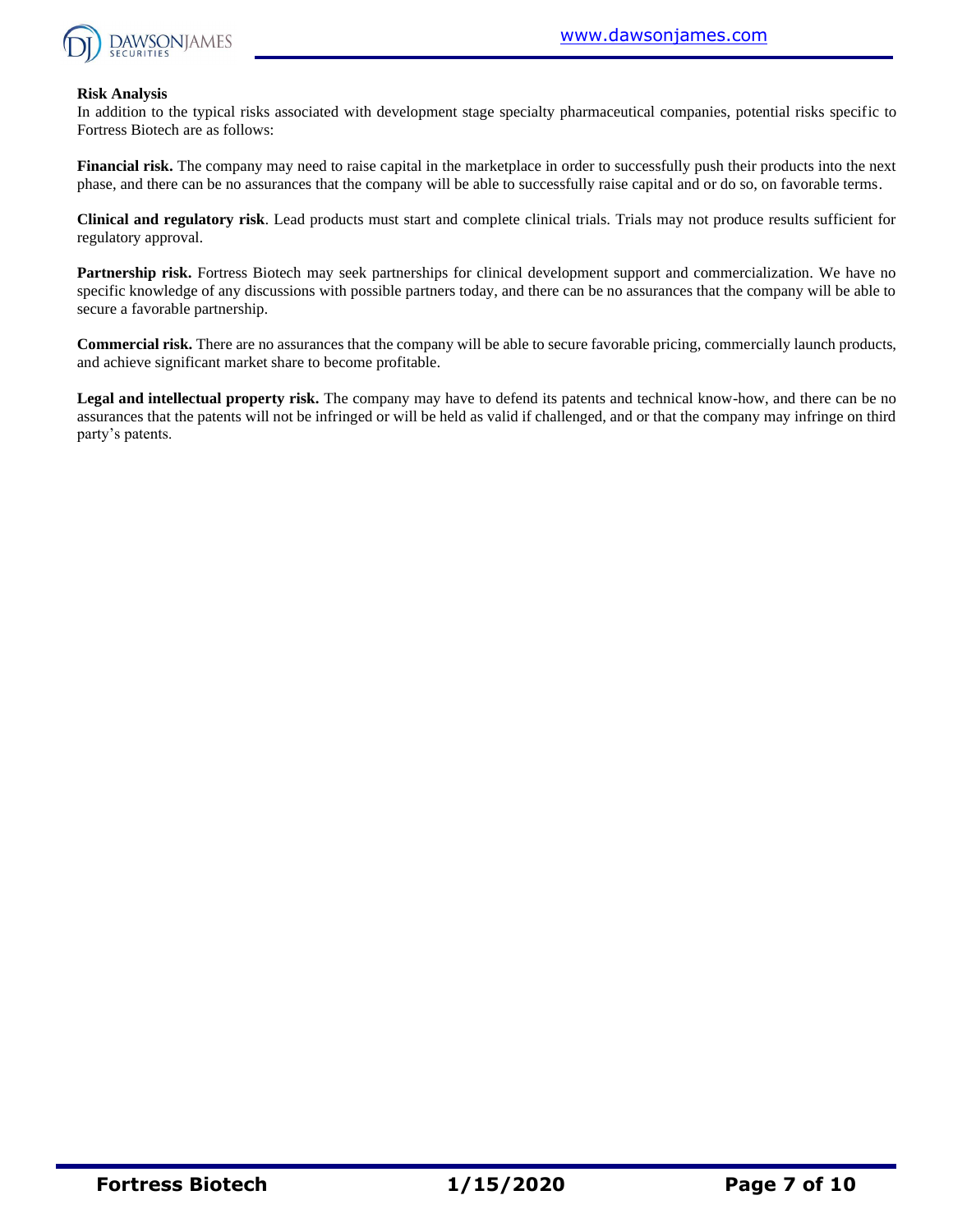**Risk Analysis**

In addition to the typical risks associated with development stage specialty pharmaceutical companies, potential risks specific to Fortress Biotech are as follows:

**Financial risk.** The company may need to raise capital in the marketplace in order to successfully push their products into the next phase, and there can be no assurances that the company will be able to successfully raise capital and or do so, on favorable terms.

**Clinical and regulatory risk**. Lead products must start and complete clinical trials. Trials may not produce results sufficient for regulatory approval.

**Partnership risk.** Fortress Biotech may seek partnerships for clinical development support and commercialization. We have no specific knowledge of any discussions with possible partners today, and there can be no assurances that the company will be able to secure a favorable partnership.

**Commercial risk.** There are no assurances that the company will be able to secure favorable pricing, commercially launch products, and achieve significant market share to become profitable.

**Legal and intellectual property risk.** The company may have to defend its patents and technical know-how, and there can be no assurances that the patents will not be infringed or will be held as valid if challenged, and or that the company may infringe on third party's patents.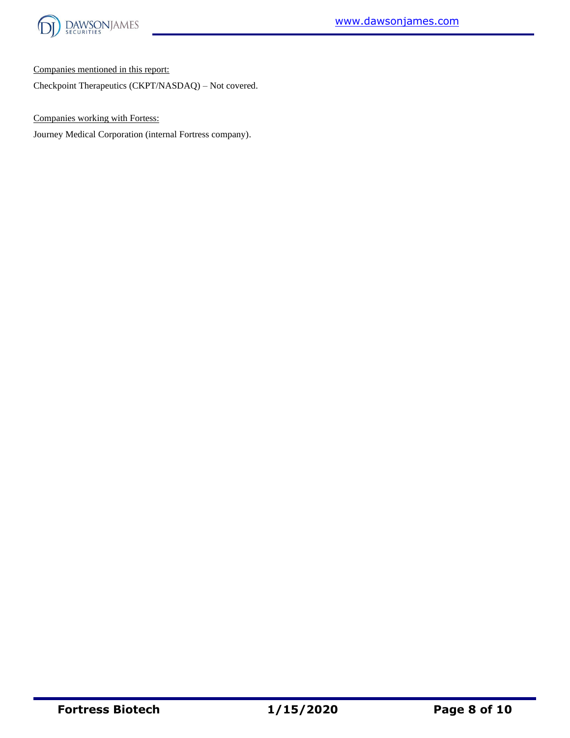<u>Companies mentioned in this report:</u>

Checkpoint Therapeutics (CKPT/NASDAQ) – Not covered.

<u>Companies working with Fortess:</u>

Journey Medical Corporation (internal Fortress company).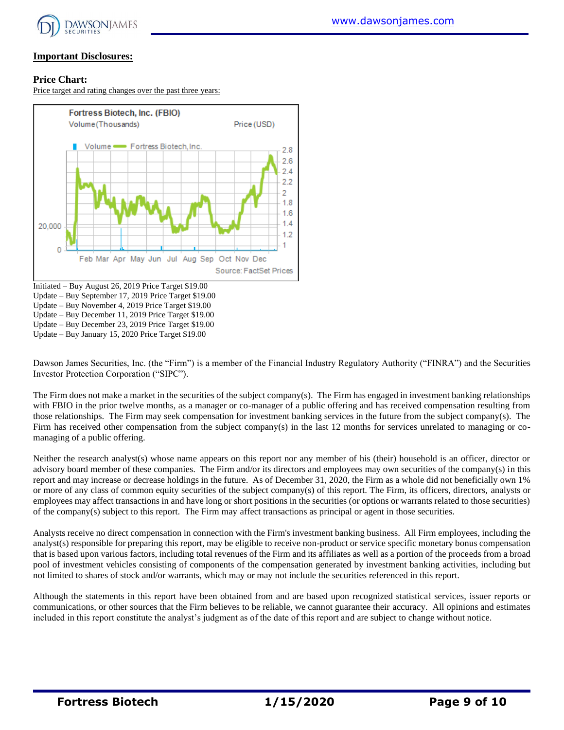**Important Disclosures:**

**Price Chart:**

Price target and rating changes over the past three years:

Initiated – Buy August 26, 2019 Price Target $19.00
Update – Buy September 17, 2019 Price Target $19.00
Update – Buy November 4, 2019 Price Target $19.00
Update – Buy December 11, 2019 Price Target $19.00
Update – Buy December 23, 2019 Price Target $19.00
Update – Buy January 15, 2020 Price Target $19.00

Dawson James Securities, Inc. (the "Firm") is a member of the Financial Industry Regulatory Authority ("FINRA") and the Securities Investor Protection Corporation ("SIPC").

The Firm does not make a market in the securities of the subject company(s). The Firm has engaged in investment banking relationships with FBIO in the prior twelve months, as a manager or co-manager of a public offering and has received compensation resulting from those relationships. The Firm may seek compensation for investment banking services in the future from the subject company(s). The Firm has received other compensation from the subject company(s) in the last 12 months for services unrelated to managing or co-managing of a public offering.

Neither the research analyst(s) whose name appears on this report nor any member of his (their) household is an officer, director or advisory board member of these companies. The Firm and/or its directors and employees may own securities of the company(s) in this report and may increase or decrease holdings in the future. As of December 31, 2020, the Firm as a whole did not beneficially own 1% or more of any class of common equity securities of the subject company(s) of this report. The Firm, its officers, directors, analysts or employees may affect transactions in and have long or short positions in the securities (or options or warrants related to those securities) of the company(s) subject to this report. The Firm may affect transactions as principal or agent in those securities.

Analysts receive no direct compensation in connection with the Firm's investment banking business. All Firm employees, including the analyst(s) responsible for preparing this report, may be eligible to receive non-product or service specific monetary bonus compensation that is based upon various factors, including total revenues of the Firm and its affiliates as well as a portion of the proceeds from a broad pool of investment vehicles consisting of components of the compensation generated by investment banking activities, including but not limited to shares of stock and/or warrants, which may or may not include the securities referenced in this report.

Although the statements in this report have been obtained from and are based upon recognized statistical services, issuer reports or communications, or other sources that the Firm believes to be reliable, we cannot guarantee their accuracy. All opinions and estimates included in this report constitute the analyst's judgment as of the date of this report and are subject to change without notice.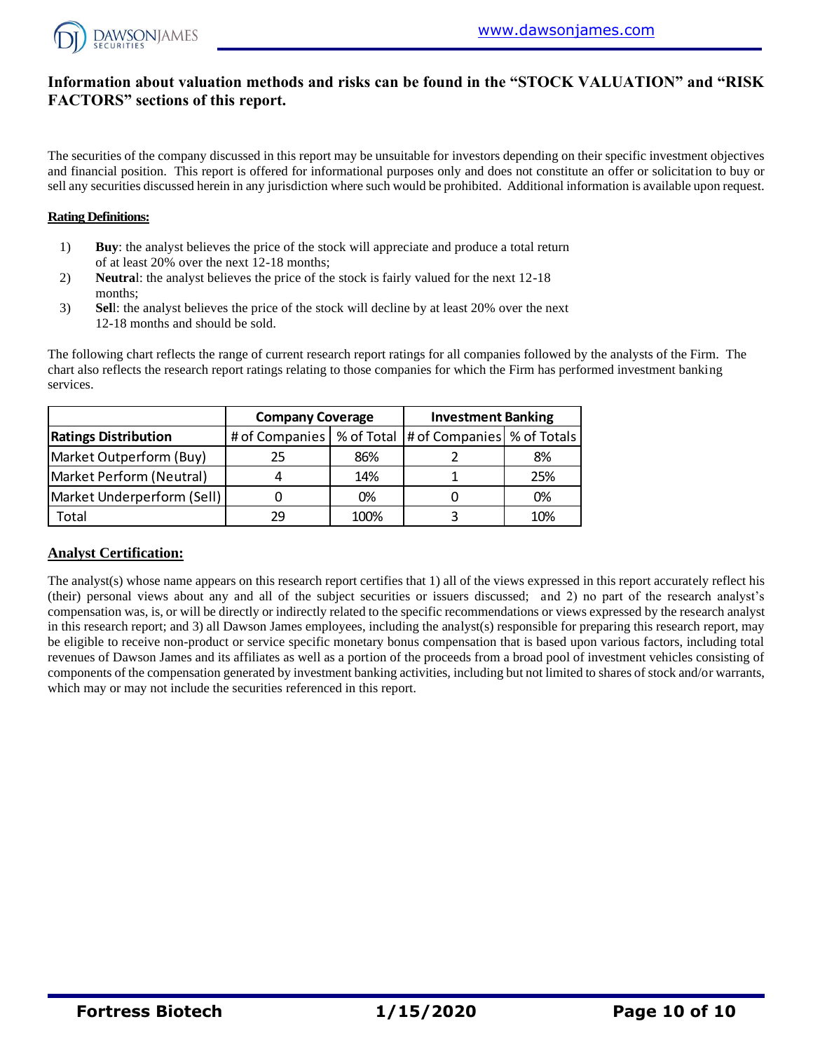**Information about valuation methods and risks can be found in the "STOCK VALUATION" and "RISK FACTORS" sections of this report.**

The securities of the company discussed in this report may be unsuitable for investors depending on their specific investment objectives and financial position. This report is offered for informational purposes only and does not constitute an offer or solicitation to buy or sell any securities discussed herein in any jurisdiction where such would be prohibited. Additional information is available upon request.

**Rating Definitions:**

1) **Buy**: the analyst believes the price of the stock will appreciate and produce a total return of at least 20% over the next 12-18 months;
2) **Neutral**: the analyst believes the price of the stock is fairly valued for the next 12-18 months;
3) **Sell**: the analyst believes the price of the stock will decline by at least 20% over the next 12-18 months and should be sold.

The following chart reflects the range of current research report ratings for all companies followed by the analysts of the Firm. The chart also reflects the research report ratings relating to those companies for which the Firm has performed investment banking services.

| | Company Coverage | | Investment Banking | |
|---|---|---|---|---|
| **Ratings Distribution** | # of Companies | % of Total | # of Companies | % of Totals |
| Market Outperform (Buy) | 25 | 86% | 2 | 8% |
| Market Perform (Neutral) | 4 | 14% | 1 | 25% |
| Market Underperform (Sell) | 0 | 0% | 0 | 0% |
| Total | 29 | 100% | 3 | 10% |

**Analyst Certification:**

The analyst(s) whose name appears on this research report certifies that 1) all of the views expressed in this report accurately reflect his (their) personal views about any and all of the subject securities or issuers discussed; and 2) no part of the research analyst's compensation was, is, or will be directly or indirectly related to the specific recommendations or views expressed by the research analyst in this research report; and 3) all Dawson James employees, including the analyst(s) responsible for preparing this research report, may be eligible to receive non-product or service specific monetary bonus compensation that is based upon various factors, including total revenues of Dawson James and its affiliates as well as a portion of the proceeds from a broad pool of investment vehicles consisting of components of the compensation generated by investment banking activities, including but not limited to shares of stock and/or warrants, which may or may not include the securities referenced in this report.